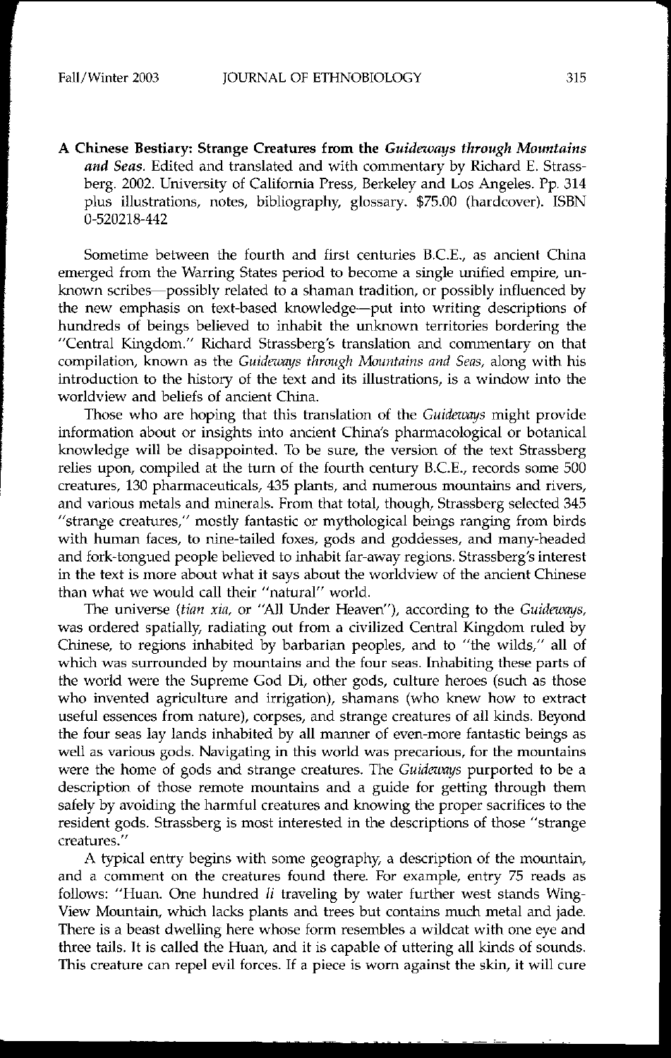**A Chinese Bestiary: Strange Creatures from the *Guideways through Mountains and Seas*.** Edited and translated and with commentary by Richard E. Strassberg. 2002. University of California Press, Berkeley and Los Angeles. Pp. 314 plus illustrations, notes, bibliography, glossary. $75.00 (hardcover). ISBN 0-520218-442

Sometime between the fourth and first centuries B.C.E., as ancient China emerged from the Warring States period to become a single unified empire, unknown scribes—possibly related to a shaman tradition, or possibly influenced by the new emphasis on text-based knowledge—put into writing descriptions of hundreds of beings believed to inhabit the unknown territories bordering the "Central Kingdom." Richard Strassberg's translation and commentary on that compilation, known as the *Guideways through Mountains and Seas,* along with his introduction to the history of the text and its illustrations, is a window into the worldview and beliefs of ancient China.

Those who are hoping that this translation of the *Guideways* might provide information about or insights into ancient China's pharmacological or botanical knowledge will be disappointed. To be sure, the version of the text Strassberg relies upon, compiled at the turn of the fourth century B.C.E., records some 500 creatures, 130 pharmaceuticals, 435 plants, and numerous mountains and rivers, and various metals and minerals. From that total, though, Strassberg selected 345 "strange creatures," mostly fantastic or mythological beings ranging from birds with human faces, to nine-tailed foxes, gods and goddesses, and many-headed and fork-tongued people believed to inhabit far-away regions. Strassberg's interest in the text is more about what it says about the worldview of the ancient Chinese than what we would call their "natural" world.

The universe (*tian xia,* or "All Under Heaven"), according to the *Guideways,* was ordered spatially, radiating out from a civilized Central Kingdom ruled by Chinese, to regions inhabited by barbarian peoples, and to "the wilds," all of which was surrounded by mountains and the four seas. Inhabiting these parts of the world were the Supreme God Di, other gods, culture heroes (such as those who invented agriculture and irrigation), shamans (who knew how to extract useful essences from nature), corpses, and strange creatures of all kinds. Beyond the four seas lay lands inhabited by all manner of even-more fantastic beings as well as various gods. Navigating in this world was precarious, for the mountains were the home of gods and strange creatures. The *Guideways* purported to be a description of those remote mountains and a guide for getting through them safely by avoiding the harmful creatures and knowing the proper sacrifices to the resident gods. Strassberg is most interested in the descriptions of those "strange creatures."

A typical entry begins with some geography, a description of the mountain, and a comment on the creatures found there. For example, entry 75 reads as follows: "Huan. One hundred *li* traveling by water further west stands Wing-View Mountain, which lacks plants and trees but contains much metal and jade. There is a beast dwelling here whose form resembles a wildcat with one eye and three tails. It is called the Huan, and it is capable of uttering all kinds of sounds. This creature can repel evil forces. If a piece is worn against the skin, it will cure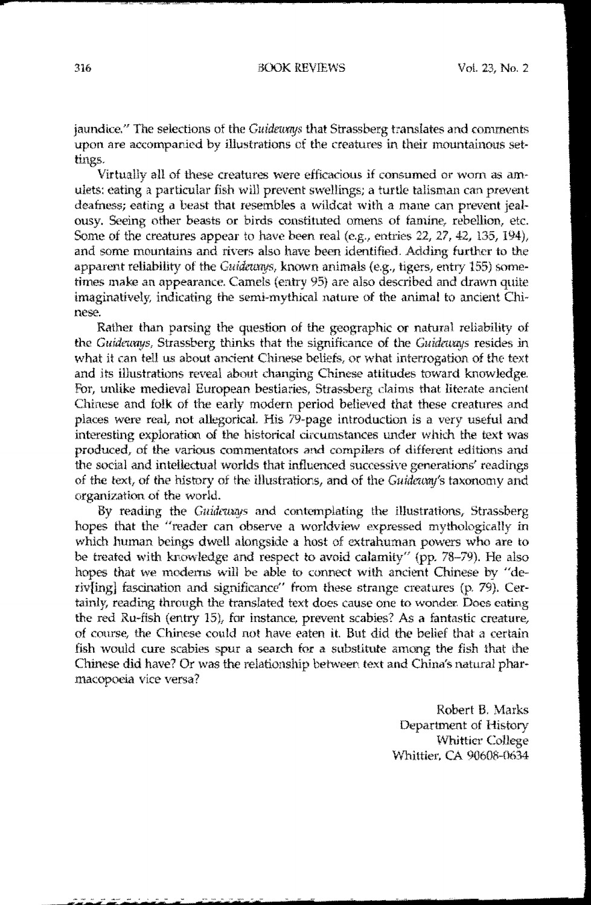jaundice." The selections of the *Guideways* that Strassberg translates and comments upon are accompanied by illustrations of the creatures in their mountainous settings.

Virtually all of these creatures were efficacious if consumed or worn as amulets: eating a particular fish will prevent swellings; a turtle talisman can prevent deafness; eating a beast that resembles a wildcat with a mane can prevent jealousy. Seeing other beasts or birds constituted omens of famine, rebellion, etc. Some of the creatures appear to have been real (e.g., entries 22, 27, 42, 135, 194), and some mountains and rivers also have been identified. Adding further to the apparent reliability of the *Guideways*, known animals (e.g., tigers, entry 155) sometimes make an appearance. Camels (entry 95) are also described and drawn quite imaginatively, indicating the semi-mythical nature of the animal to ancient Chinese.

Rather than parsing the question of the geographic or natural reliability of the *Guideways*, Strassberg thinks that the significance of the *Guideways* resides in what it can tell us about ancient Chinese beliefs, or what interrogation of the text and its illustrations reveal about changing Chinese attitudes toward knowledge. For, unlike medieval European bestiaries, Strassberg claims that literate ancient Chinese and folk of the early modern period believed that these creatures and places were real, not allegorical. His 79-page introduction is a very useful and interesting exploration of the historical circumstances under which the text was produced, of the various commentators and compilers of different editions and the social and intellectual worlds that influenced successive generations' readings of the text, of the history of the illustrations, and of the *Guideway*'s taxonomy and organization of the world.

By reading the *Guideways* and contemplating the illustrations, Strassberg hopes that the "reader can observe a worldview expressed mythologically in which human beings dwell alongside a host of extrahuman powers who are to be treated with knowledge and respect to avoid calamity" (pp. 78–79). He also hopes that we moderns will be able to connect with ancient Chinese by "deriv[ing] fascination and significance" from these strange creatures (p. 79). Certainly, reading through the translated text does cause one to wonder. Does eating the red Ru-fish (entry 15), for instance, prevent scabies? As a fantastic creature, of course, the Chinese could not have eaten it. But did the belief that a certain fish would cure scabies spur a search for a substitute among the fish that the Chinese did have? Or was the relationship between text and China's natural pharmacopoeia vice versa?

Robert B. Marks
Department of History
Whittier College
Whittier, CA 90608-0634